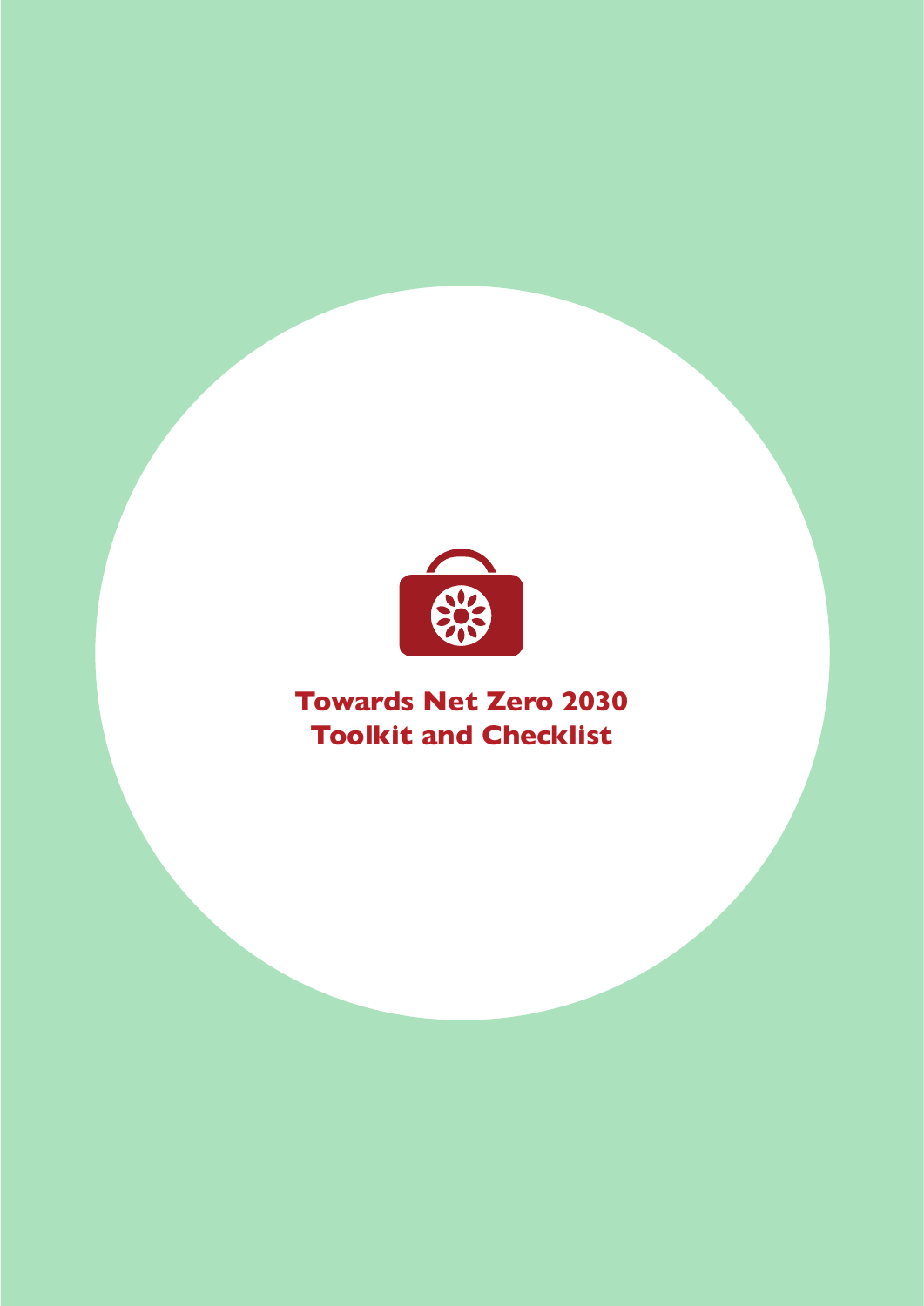# Towards Net Zero 2030 Toolkit and Checklist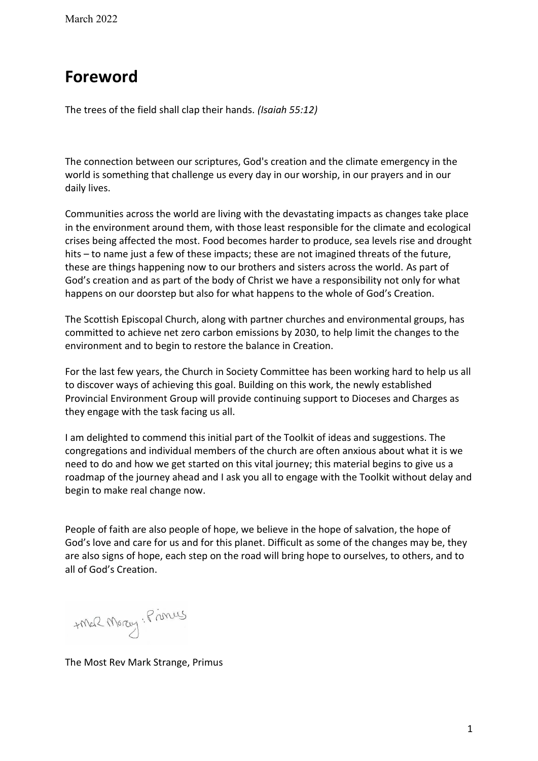# Foreword

The trees of the field shall clap their hands. *(Isaiah 55:12)*

The connection between our scriptures, God's creation and the climate emergency in the world is something that challenge us every day in our worship, in our prayers and in our daily lives.

Communities across the world are living with the devastating impacts as changes take place in the environment around them, with those least responsible for the climate and ecological crises being affected the most. Food becomes harder to produce, sea levels rise and drought hits – to name just a few of these impacts; these are not imagined threats of the future, these are things happening now to our brothers and sisters across the world. As part of God's creation and as part of the body of Christ we have a responsibility not only for what happens on our doorstep but also for what happens to the whole of God's Creation.

The Scottish Episcopal Church, along with partner churches and environmental groups, has committed to achieve net zero carbon emissions by 2030, to help limit the changes to the environment and to begin to restore the balance in Creation.

For the last few years, the Church in Society Committee has been working hard to help us all to discover ways of achieving this goal. Building on this work, the newly established Provincial Environment Group will provide continuing support to Dioceses and Charges as they engage with the task facing us all.

I am delighted to commend this initial part of the Toolkit of ideas and suggestions. The congregations and individual members of the church are often anxious about what it is we need to do and how we get started on this vital journey; this material begins to give us a roadmap of the journey ahead and I ask you all to engage with the Toolkit without delay and begin to make real change now.

People of faith are also people of hope, we believe in the hope of salvation, the hope of God's love and care for us and for this planet. Difficult as some of the changes may be, they are also signs of hope, each step on the road will bring hope to ourselves, to others, and to all of God's Creation.

+Mark Moray : Primus

The Most Rev Mark Strange, Primus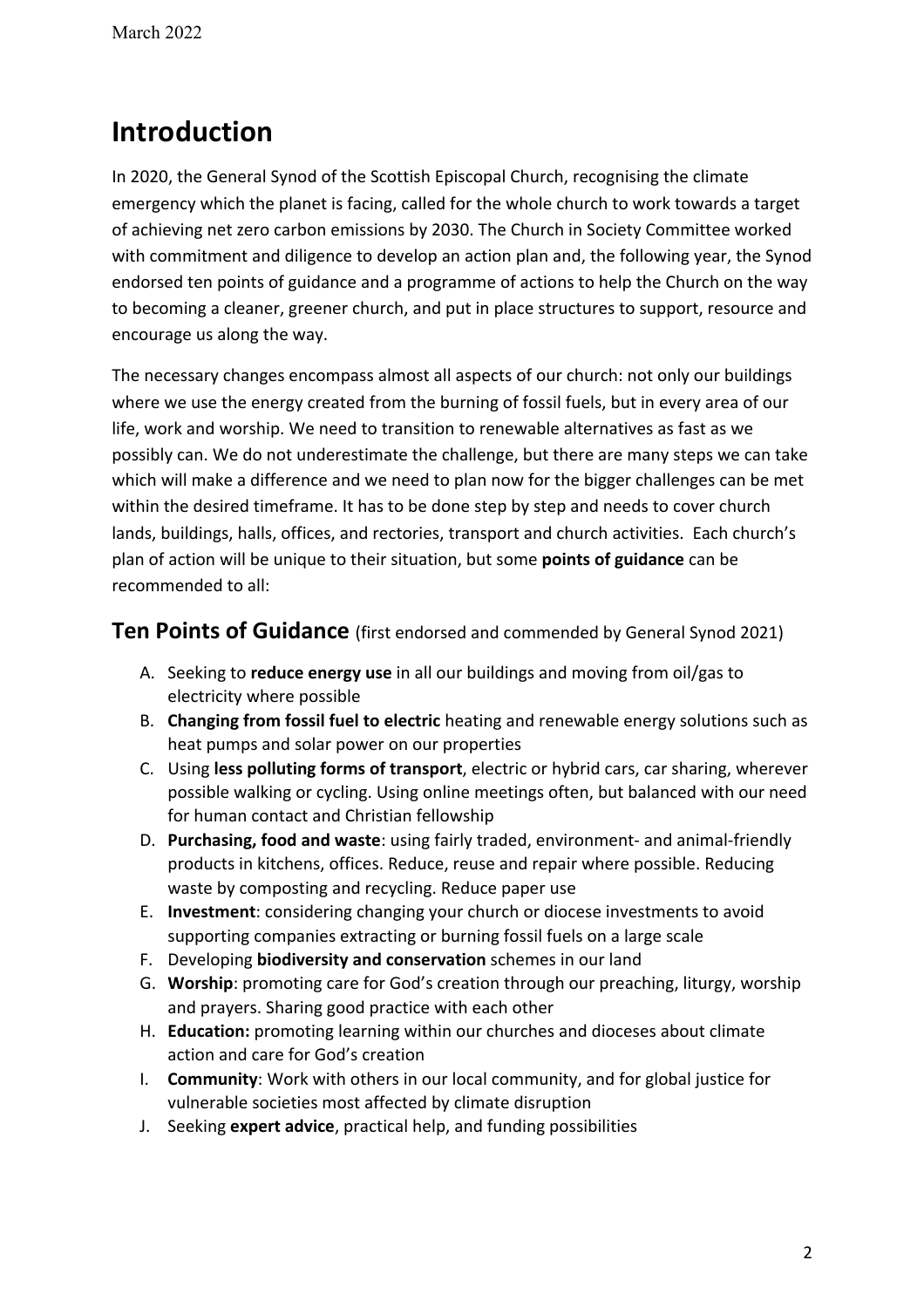# Introduction

In 2020, the General Synod of the Scottish Episcopal Church, recognising the climate emergency which the planet is facing, called for the whole church to work towards a target of achieving net zero carbon emissions by 2030. The Church in Society Committee worked with commitment and diligence to develop an action plan and, the following year, the Synod endorsed ten points of guidance and a programme of actions to help the Church on the way to becoming a cleaner, greener church, and put in place structures to support, resource and encourage us along the way.

The necessary changes encompass almost all aspects of our church: not only our buildings where we use the energy created from the burning of fossil fuels, but in every area of our life, work and worship. We need to transition to renewable alternatives as fast as we possibly can. We do not underestimate the challenge, but there are many steps we can take which will make a difference and we need to plan now for the bigger challenges can be met within the desired timeframe. It has to be done step by step and needs to cover church lands, buildings, halls, offices, and rectories, transport and church activities. Each church's plan of action will be unique to their situation, but some **points of guidance** can be recommended to all:

## Ten Points of Guidance (first endorsed and commended by General Synod 2021)

A. Seeking to **reduce energy use** in all our buildings and moving from oil/gas to electricity where possible
B. **Changing from fossil fuel to electric** heating and renewable energy solutions such as heat pumps and solar power on our properties
C. Using **less polluting forms of transport**, electric or hybrid cars, car sharing, wherever possible walking or cycling. Using online meetings often, but balanced with our need for human contact and Christian fellowship
D. **Purchasing, food and waste**: using fairly traded, environment- and animal-friendly products in kitchens, offices. Reduce, reuse and repair where possible. Reducing waste by composting and recycling. Reduce paper use
E. **Investment**: considering changing your church or diocese investments to avoid supporting companies extracting or burning fossil fuels on a large scale
F. Developing **biodiversity and conservation** schemes in our land
G. **Worship**: promoting care for God's creation through our preaching, liturgy, worship and prayers. Sharing good practice with each other
H. **Education:** promoting learning within our churches and dioceses about climate action and care for God's creation
I. **Community**: Work with others in our local community, and for global justice for vulnerable societies most affected by climate disruption
J. Seeking **expert advice**, practical help, and funding possibilities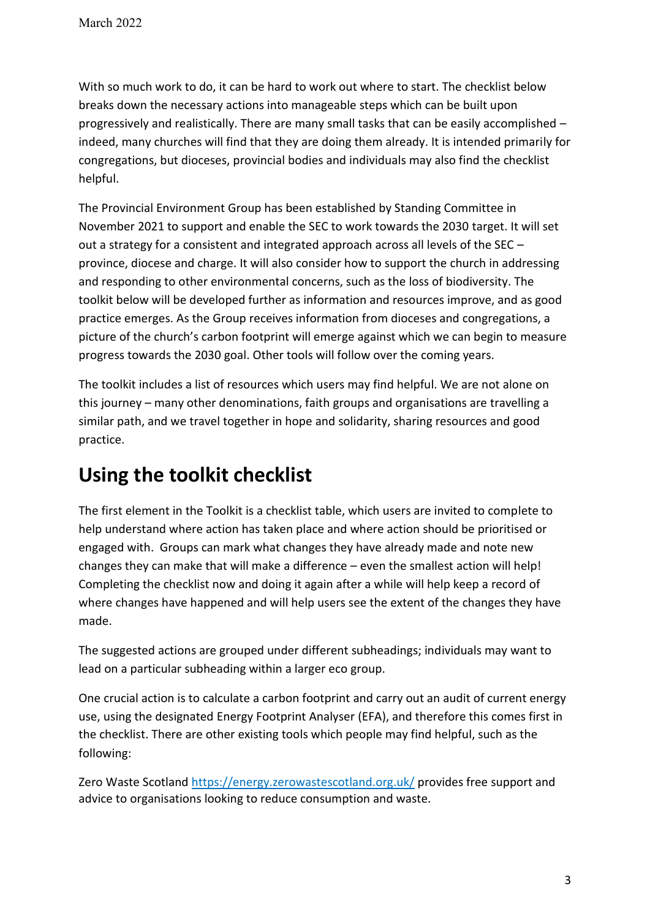With so much work to do, it can be hard to work out where to start. The checklist below breaks down the necessary actions into manageable steps which can be built upon progressively and realistically. There are many small tasks that can be easily accomplished – indeed, many churches will find that they are doing them already. It is intended primarily for congregations, but dioceses, provincial bodies and individuals may also find the checklist helpful.

The Provincial Environment Group has been established by Standing Committee in November 2021 to support and enable the SEC to work towards the 2030 target. It will set out a strategy for a consistent and integrated approach across all levels of the SEC – province, diocese and charge. It will also consider how to support the church in addressing and responding to other environmental concerns, such as the loss of biodiversity. The toolkit below will be developed further as information and resources improve, and as good practice emerges. As the Group receives information from dioceses and congregations, a picture of the church's carbon footprint will emerge against which we can begin to measure progress towards the 2030 goal. Other tools will follow over the coming years.

The toolkit includes a list of resources which users may find helpful. We are not alone on this journey – many other denominations, faith groups and organisations are travelling a similar path, and we travel together in hope and solidarity, sharing resources and good practice.

## Using the toolkit checklist

The first element in the Toolkit is a checklist table, which users are invited to complete to help understand where action has taken place and where action should be prioritised or engaged with. Groups can mark what changes they have already made and note new changes they can make that will make a difference – even the smallest action will help! Completing the checklist now and doing it again after a while will help keep a record of where changes have happened and will help users see the extent of the changes they have made.

The suggested actions are grouped under different subheadings; individuals may want to lead on a particular subheading within a larger eco group.

One crucial action is to calculate a carbon footprint and carry out an audit of current energy use, using the designated Energy Footprint Analyser (EFA), and therefore this comes first in the checklist. There are other existing tools which people may find helpful, such as the following:

Zero Waste Scotland https://energy.zerowastescotland.org.uk/ provides free support and advice to organisations looking to reduce consumption and waste.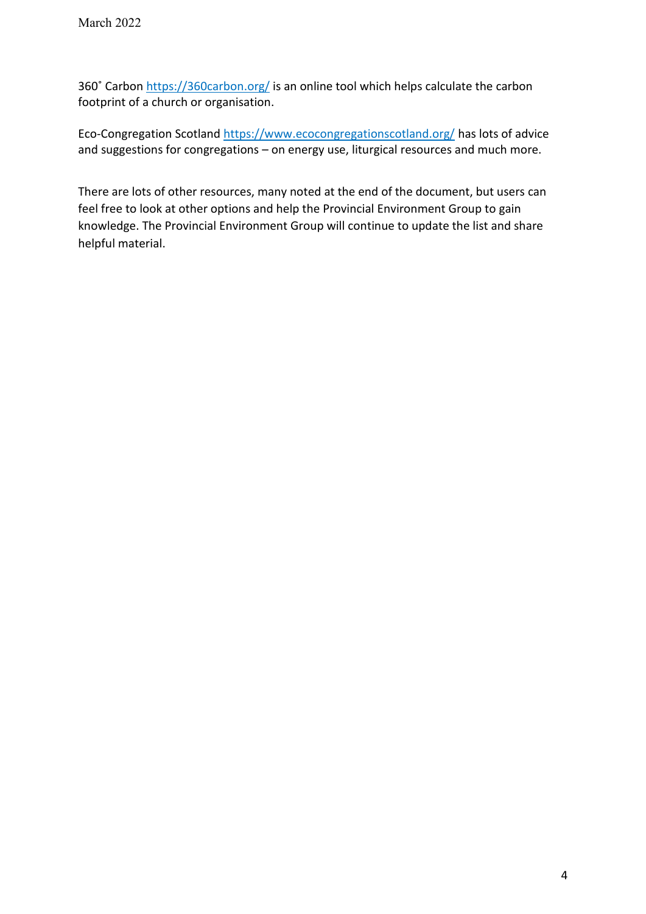360˚ Carbon https://360carbon.org/ is an online tool which helps calculate the carbon footprint of a church or organisation.

Eco-Congregation Scotland https://www.ecocongregationscotland.org/ has lots of advice and suggestions for congregations – on energy use, liturgical resources and much more.

There are lots of other resources, many noted at the end of the document, but users can feel free to look at other options and help the Provincial Environment Group to gain knowledge. The Provincial Environment Group will continue to update the list and share helpful material.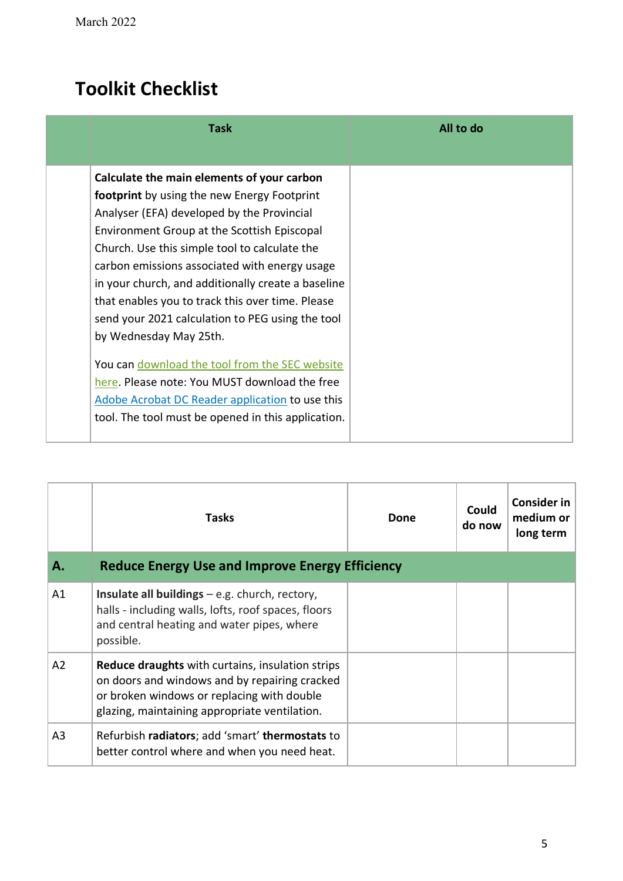March 2022

# Toolkit Checklist

| | Task | All to do |
|---|---|---|
| | **Calculate the main elements of your carbon footprint** by using the new Energy Footprint Analyser (EFA) developed by the Provincial Environment Group at the Scottish Episcopal Church. Use this simple tool to calculate the carbon emissions associated with energy usage in your church, and additionally create a baseline that enables you to track this over time. Please send your 2021 calculation to PEG using the tool by Wednesday May 25th.<br><br>You can download the tool from the SEC website here. Please note: You MUST download the free Adobe Acrobat DC Reader application to use this tool. The tool must be opened in this application. | |

| | Tasks | Done | Could do now | Consider in medium or long term |
|---|---|---|---|---|
| **A.** | **Reduce Energy Use and Improve Energy Efficiency** | | | |
| A1 | **Insulate all buildings** – e.g. church, rectory, halls - including walls, lofts, roof spaces, floors and central heating and water pipes, where possible. | | | |
| A2 | **Reduce draughts** with curtains, insulation strips on doors and windows and by repairing cracked or broken windows or replacing with double glazing, maintaining appropriate ventilation. | | | |
| A3 | Refurbish **radiators**; add 'smart' **thermostats** to better control where and when you need heat. | | | |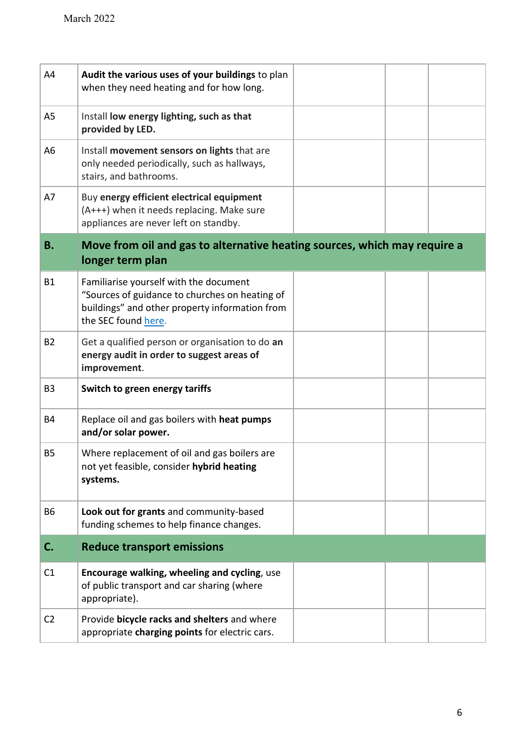| | | | | |
|---|---|---|---|---|
| A4 | **Audit the various uses of your buildings** to plan when they need heating and for how long. | | | |
| A5 | Install **low energy lighting, such as that provided by LED.** | | | |
| A6 | Install **movement sensors on lights** that are only needed periodically, such as hallways, stairs, and bathrooms. | | | |
| A7 | Buy **energy efficient electrical equipment** (A+++) when it needs replacing. Make sure appliances are never left on standby. | | | |
| **B.** | **Move from oil and gas to alternative heating sources, which may require a longer term plan** | | | |
| B1 | Familiarise yourself with the document “Sources of guidance to churches on heating of buildings” and other property information from the SEC found here. | | | |
| B2 | Get a qualified person or organisation to do **an energy audit in order to suggest areas of improvement**. | | | |
| B3 | **Switch to green energy tariffs** | | | |
| B4 | Replace oil and gas boilers with **heat pumps and/or solar power.** | | | |
| B5 | Where replacement of oil and gas boilers are not yet feasible, consider **hybrid heating systems.** | | | |
| B6 | **Look out for grants** and community-based funding schemes to help finance changes. | | | |
| **C.** | **Reduce transport emissions** | | | |
| C1 | **Encourage walking, wheeling and cycling**, use of public transport and car sharing (where appropriate). | | | |
| C2 | Provide **bicycle racks and shelters** and where appropriate **charging points** for electric cars. | | | |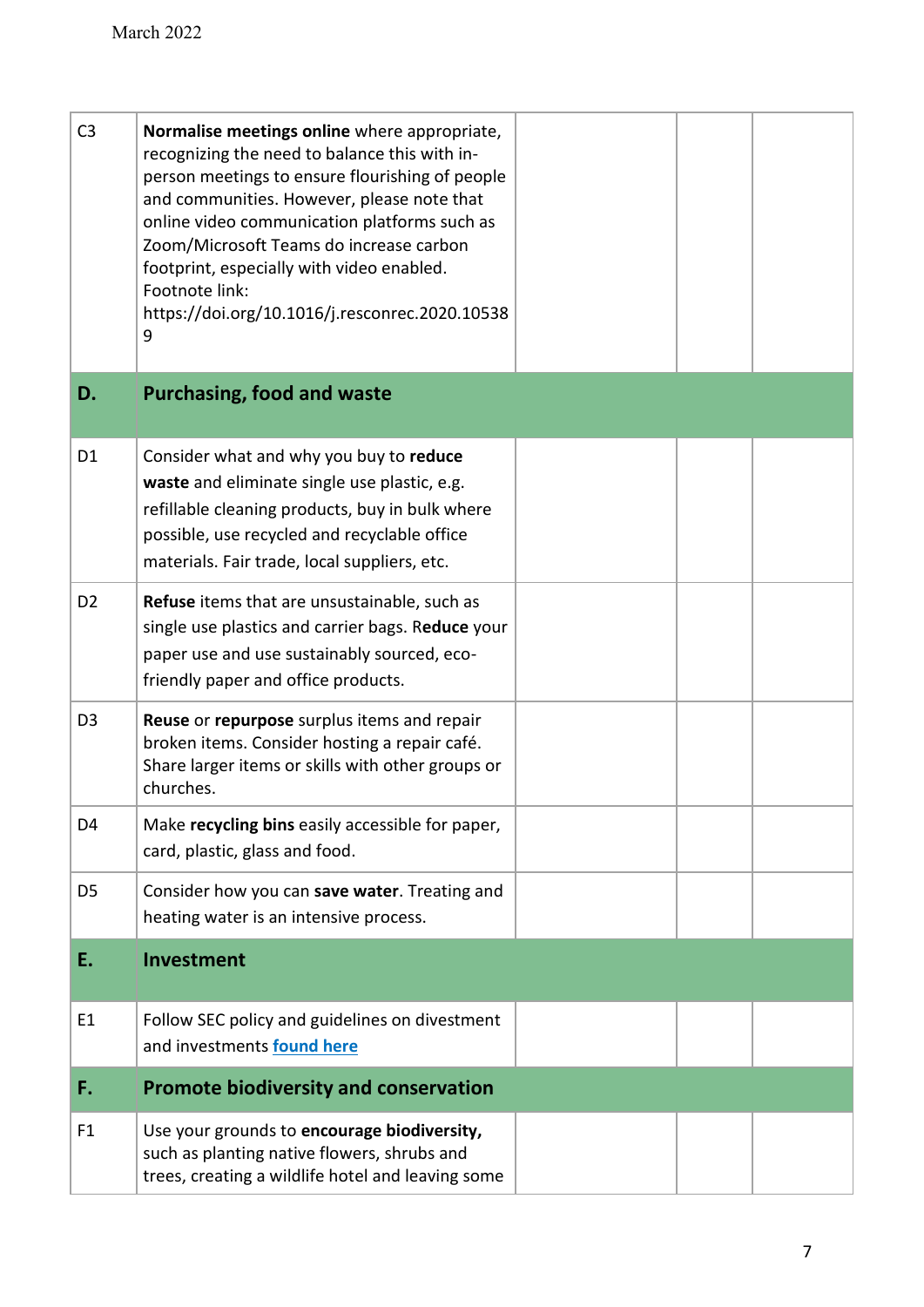| | | | | |
|---|---|---|---|---|
| C3 | **Normalise meetings online** where appropriate, recognizing the need to balance this with in-person meetings to ensure flourishing of people and communities. However, please note that online video communication platforms such as Zoom/Microsoft Teams do increase carbon footprint, especially with video enabled. Footnote link: https://doi.org/10.1016/j.resconrec.2020.105389 | | | |
| **D.** | **Purchasing, food and waste** | | | |
| D1 | Consider what and why you buy to **reduce waste** and eliminate single use plastic, e.g. refillable cleaning products, buy in bulk where possible, use recycled and recyclable office materials. Fair trade, local suppliers, etc. | | | |
| D2 | **Refuse** items that are unsustainable, such as single use plastics and carrier bags. R**educe** your paper use and use sustainably sourced, eco-friendly paper and office products. | | | |
| D3 | **Reuse** or **repurpose** surplus items and repair broken items. Consider hosting a repair café. Share larger items or skills with other groups or churches. | | | |
| D4 | Make **recycling bins** easily accessible for paper, card, plastic, glass and food. | | | |
| D5 | Consider how you can **save water**. Treating and heating water is an intensive process. | | | |
| **E.** | **Investment** | | | |
| E1 | Follow SEC policy and guidelines on divestment and investments [found here] | | | |
| **F.** | **Promote biodiversity and conservation** | | | |
| F1 | Use your grounds to **encourage biodiversity,** such as planting native flowers, shrubs and trees, creating a wildlife hotel and leaving some | | | |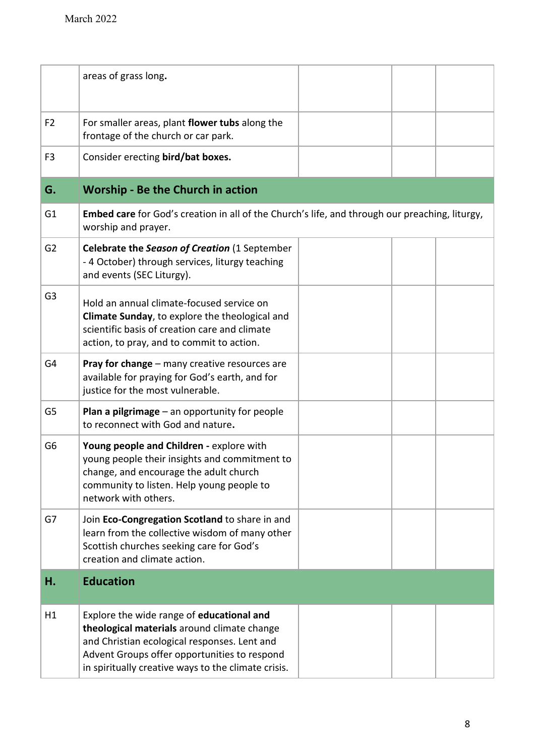|  |  |  |  |  |
|---|---|---|---|---|
|  | areas of grass long. |  |  |  |
| F2 | For smaller areas, plant **flower tubs** along the frontage of the church or car park. |  |  |  |
| F3 | Consider erecting **bird/bat boxes.** |  |  |  |
| **G.** | **Worship - Be the Church in action** |  |  |  |
| G1 | **Embed care** for God's creation in all of the Church's life, and through our preaching, liturgy, worship and prayer. |  |  |  |
| G2 | **Celebrate the *Season of Creation*** (1 September - 4 October) through services, liturgy teaching and events (SEC Liturgy). |  |  |  |
| G3 | Hold an annual climate-focused service on **Climate Sunday**, to explore the theological and scientific basis of creation care and climate action, to pray, and to commit to action. |  |  |  |
| G4 | **Pray for change** – many creative resources are available for praying for God's earth, and for justice for the most vulnerable. |  |  |  |
| G5 | **Plan a pilgrimage** – an opportunity for people to reconnect with God and nature**.** |  |  |  |
| G6 | **Young people and Children -** explore with young people their insights and commitment to change, and encourage the adult church community to listen. Help young people to network with others. |  |  |  |
| G7 | Join **Eco-Congregation Scotland** to share in and learn from the collective wisdom of many other Scottish churches seeking care for God's creation and climate action. |  |  |  |
| **H.** | **Education** |  |  |  |
| H1 | Explore the wide range of **educational and theological materials** around climate change and Christian ecological responses. Lent and Advent Groups offer opportunities to respond in spiritually creative ways to the climate crisis. |  |  |  |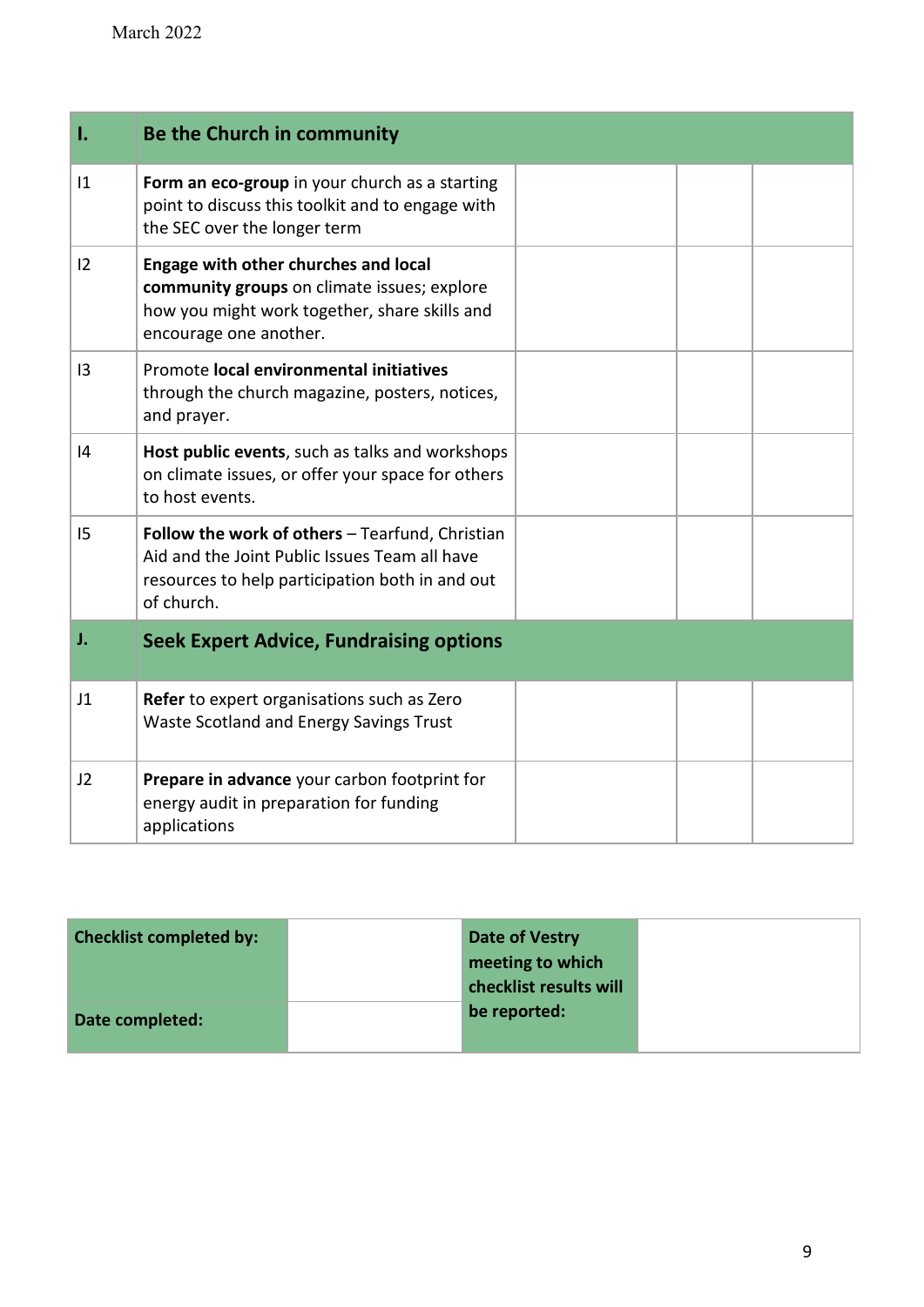March 2022

| I. | Be the Church in community | | | |
|---|---|---|---|---|
| I1 | **Form an eco-group** in your church as a starting point to discuss this toolkit and to engage with the SEC over the longer term | | | |
| I2 | **Engage with other churches and local community groups** on climate issues; explore how you might work together, share skills and encourage one another. | | | |
| I3 | Promote **local environmental initiatives** through the church magazine, posters, notices, and prayer. | | | |
| I4 | **Host public events**, such as talks and workshops on climate issues, or offer your space for others to host events. | | | |
| I5 | **Follow the work of others** – Tearfund, Christian Aid and the Joint Public Issues Team all have resources to help participation both in and out of church. | | | |
| **J.** | **Seek Expert Advice, Fundraising options** | | | |
| J1 | **Refer** to expert organisations such as Zero Waste Scotland and Energy Savings Trust | | | |
| J2 | **Prepare in advance** your carbon footprint for energy audit in preparation for funding applications | | | |

| **Checklist completed by:** | | **Date of Vestry meeting to which checklist results will be reported:** | |
|---|---|---|---|
| **Date completed:** | | | |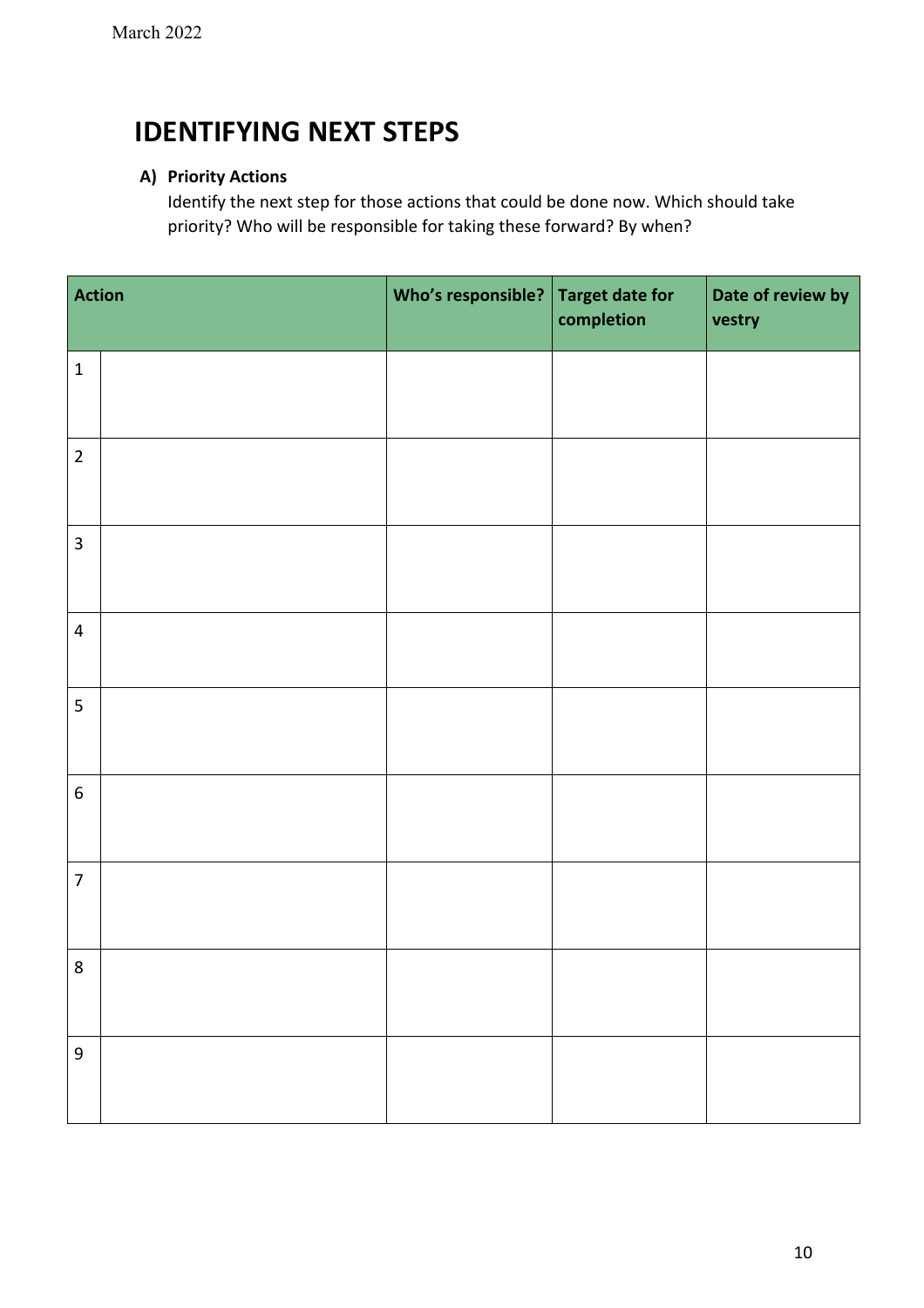## IDENTIFYING NEXT STEPS

**A) Priority Actions**

Identify the next step for those actions that could be done now. Which should take priority? Who will be responsible for taking these forward? By when?

| Action | | Who's responsible? | Target date for completion | Date of review by vestry |
|---|---|---|---|---|
| 1 | | | | |
| 2 | | | | |
| 3 | | | | |
| 4 | | | | |
| 5 | | | | |
| 6 | | | | |
| 7 | | | | |
| 8 | | | | |
| 9 | | | | |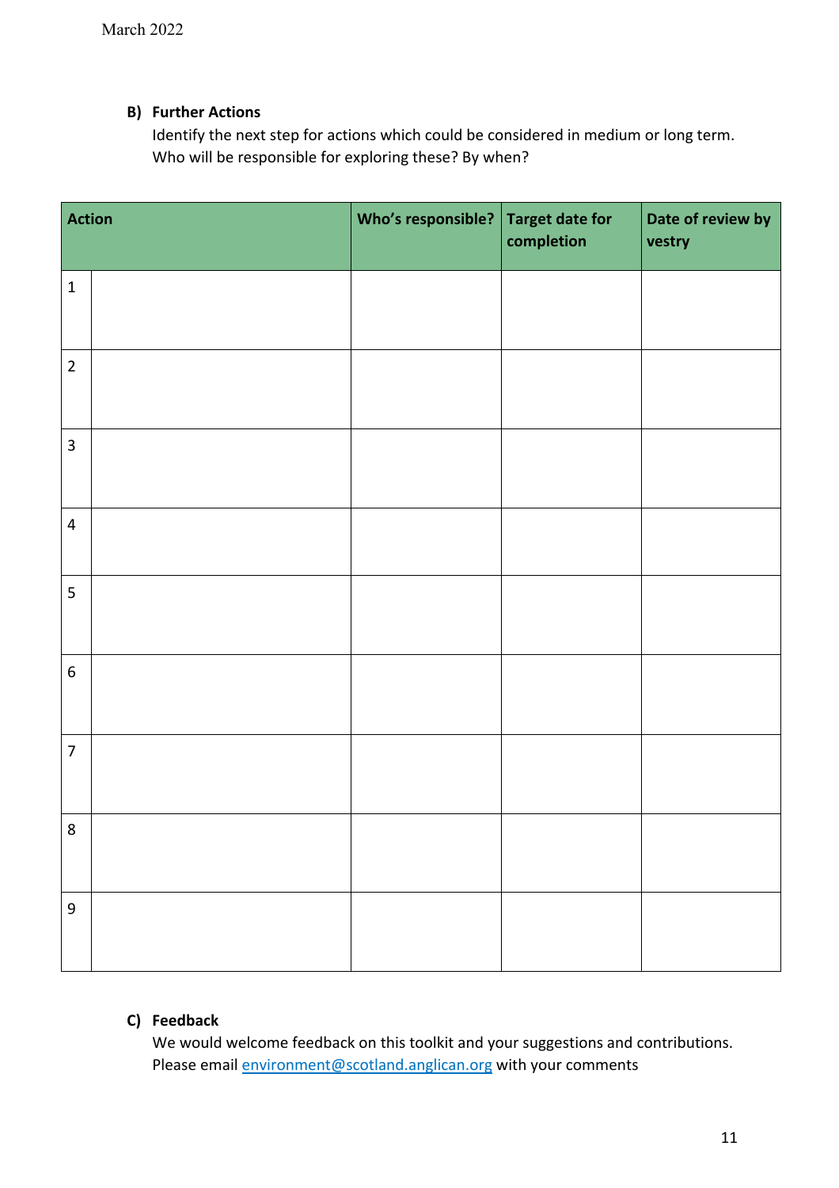### B) Further Actions

Identify the next step for actions which could be considered in medium or long term. Who will be responsible for exploring these? By when?

| Action | | Who's responsible? | Target date for completion | Date of review by vestry |
|---|---|---|---|---|
| 1 | | | | |
| 2 | | | | |
| 3 | | | | |
| 4 | | | | |
| 5 | | | | |
| 6 | | | | |
| 7 | | | | |
| 8 | | | | |
| 9 | | | | |

### C) Feedback

We would welcome feedback on this toolkit and your suggestions and contributions. Please email [environment@scotland.anglican.org](mailto:environment@scotland.anglican.org) with your comments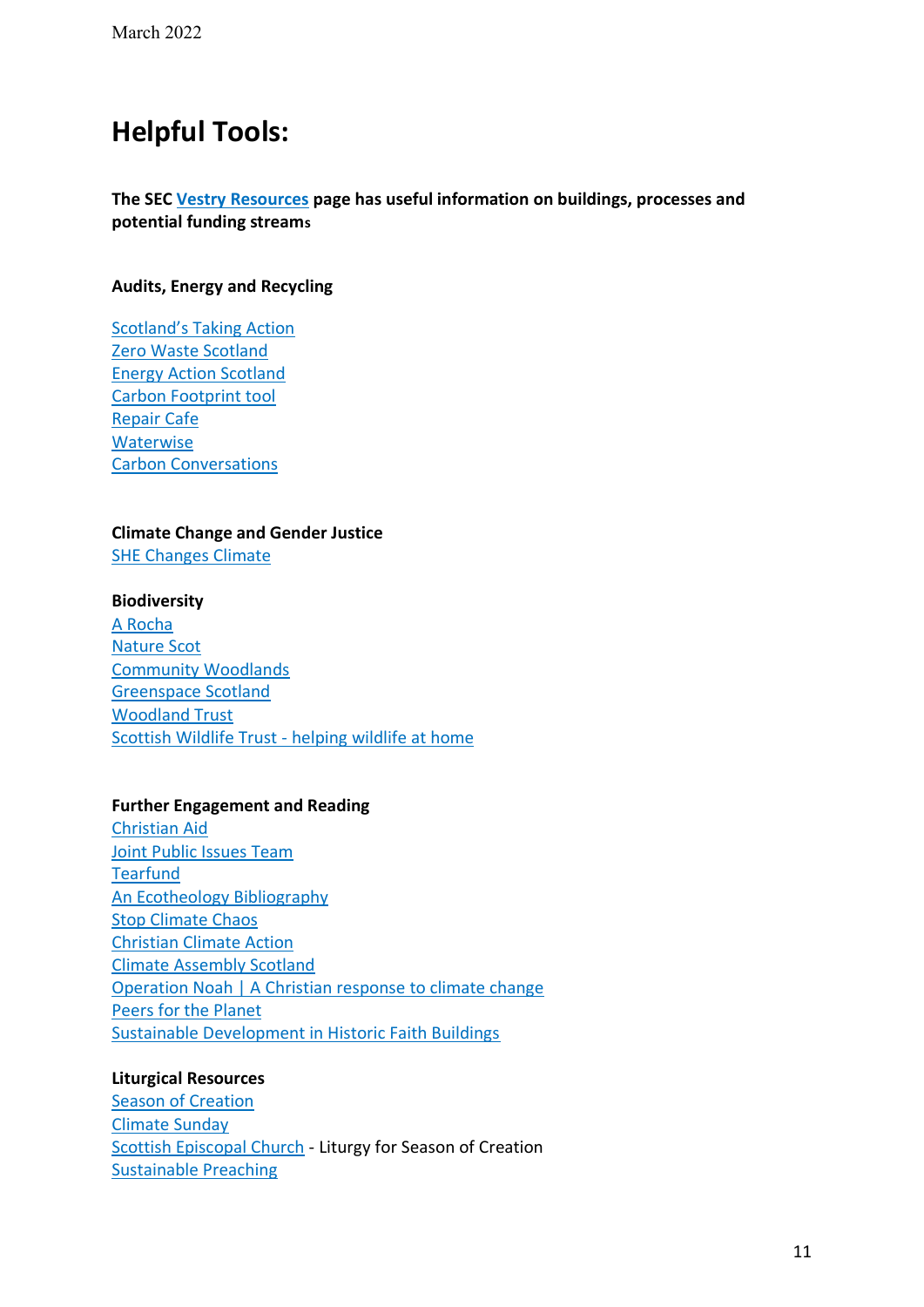# Helpful Tools:

**The SEC Vestry Resources page has useful information on buildings, processes and potential funding streams**

**Audits, Energy and Recycling**

Scotland's Taking Action
Zero Waste Scotland
Energy Action Scotland
Carbon Footprint tool
Repair Cafe
Waterwise
Carbon Conversations

**Climate Change and Gender Justice**
SHE Changes Climate

**Biodiversity**
A Rocha
Nature Scot
Community Woodlands
Greenspace Scotland
Woodland Trust
Scottish Wildlife Trust - helping wildlife at home

**Further Engagement and Reading**
Christian Aid
Joint Public Issues Team
Tearfund
An Ecotheology Bibliography
Stop Climate Chaos
Christian Climate Action
Climate Assembly Scotland
Operation Noah | A Christian response to climate change
Peers for the Planet
Sustainable Development in Historic Faith Buildings

**Liturgical Resources**
Season of Creation
Climate Sunday
Scottish Episcopal Church - Liturgy for Season of Creation
Sustainable Preaching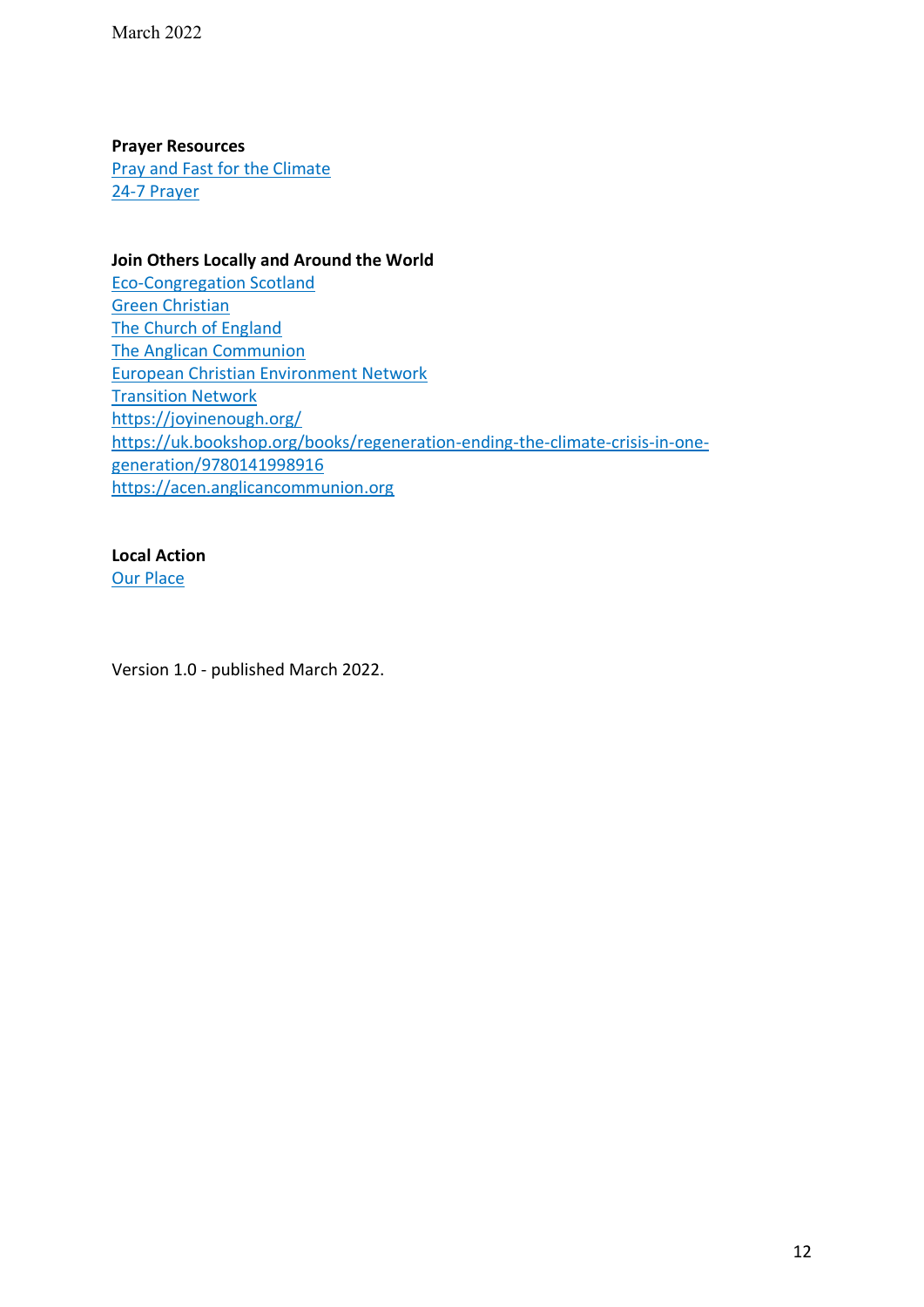**Prayer Resources**

Pray and Fast for the Climate
24-7 Prayer

**Join Others Locally and Around the World**

Eco-Congregation Scotland
Green Christian
The Church of England
The Anglican Communion
European Christian Environment Network
Transition Network
https://joyinenough.org/
https://uk.bookshop.org/books/regeneration-ending-the-climate-crisis-in-one-generation/9780141998916
https://acen.anglicancommunion.org

**Local Action**

Our Place

Version 1.0 - published March 2022.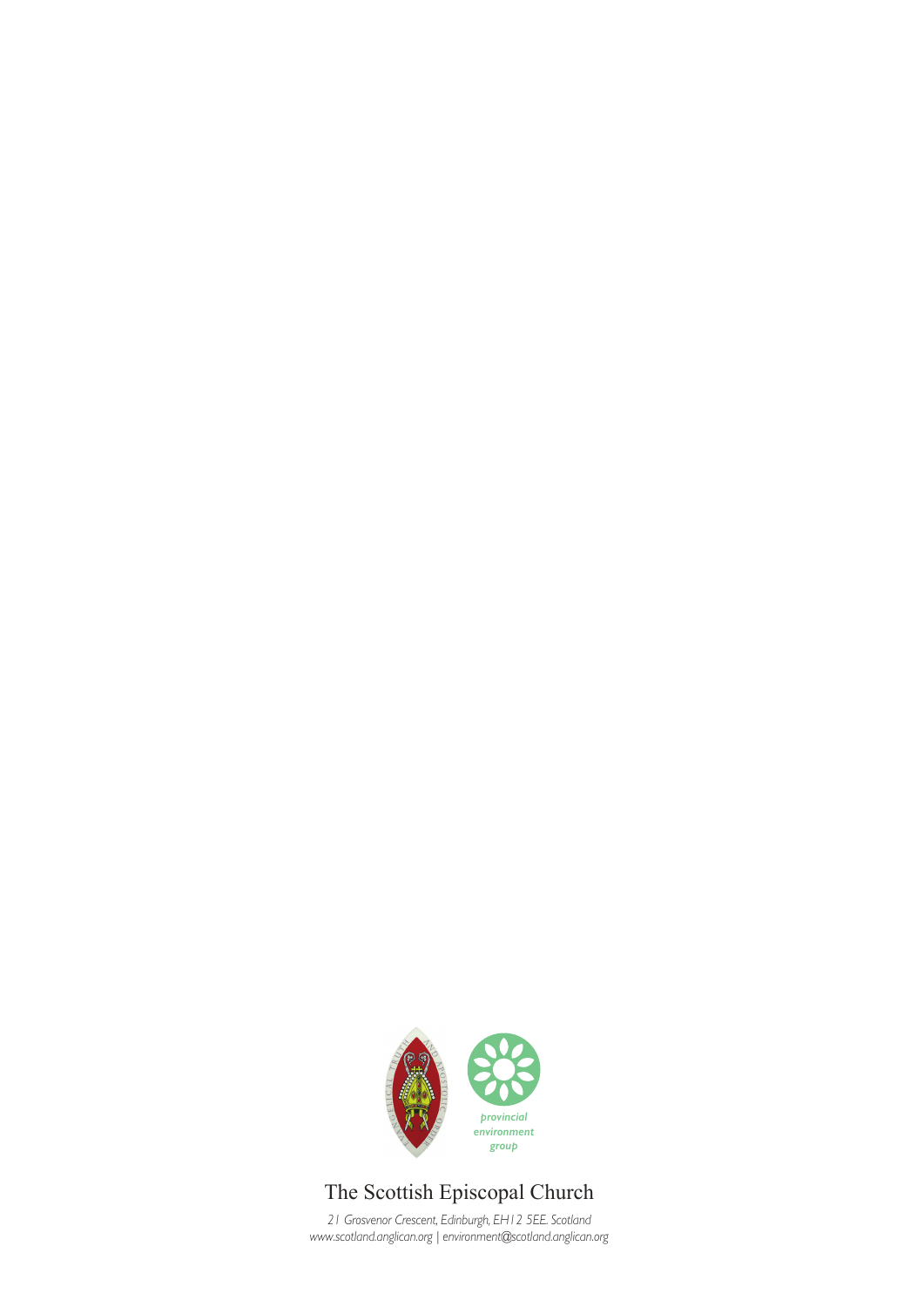provincial
environment
group

The Scottish Episcopal Church

*21 Grosvenor Crescent, Edinburgh, EH12 5EE. Scotland*
*www.scotland.anglican.org | environment@scotland.anglican.org*